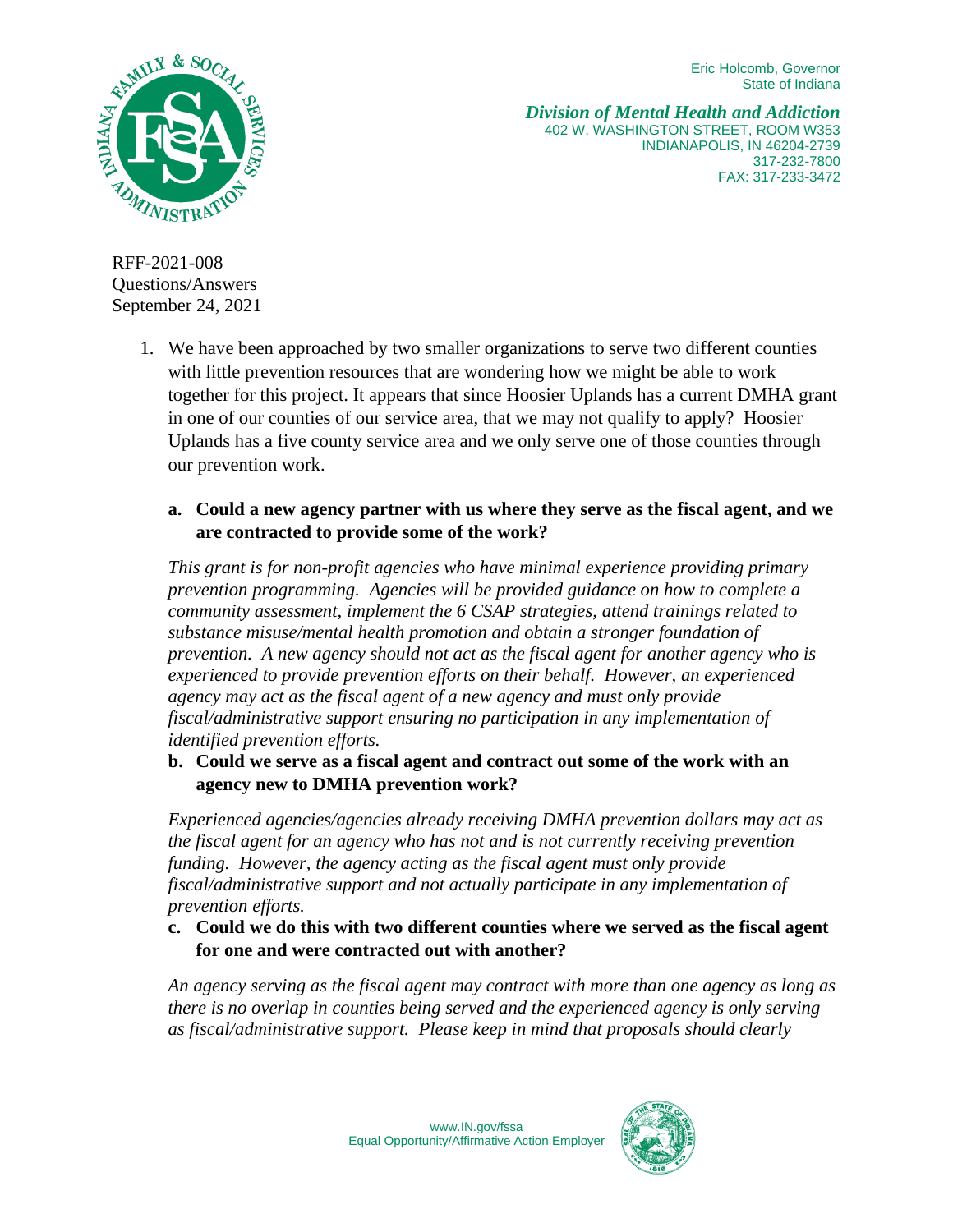Eric Holcomb, Governor
State of Indiana

*Division of Mental Health and Addiction*
402 W. WASHINGTON STREET, ROOM W353
INDIANAPOLIS, IN 46204-2739
317-232-7800
FAX: 317-233-3472

RFF-2021-008
Questions/Answers
September 24, 2021

1. We have been approached by two smaller organizations to serve two different counties with little prevention resources that are wondering how we might be able to work together for this project. It appears that since Hoosier Uplands has a current DMHA grant in one of our counties of our service area, that we may not qualify to apply? Hoosier Uplands has a five county service area and we only serve one of those counties through our prevention work.

   a. **Could a new agency partner with us where they serve as the fiscal agent, and we are contracted to provide some of the work?**

      *This grant is for non-profit agencies who have minimal experience providing primary prevention programming. Agencies will be provided guidance on how to complete a community assessment, implement the 6 CSAP strategies, attend trainings related to substance misuse/mental health promotion and obtain a stronger foundation of prevention. A new agency should not act as the fiscal agent for another agency who is experienced to provide prevention efforts on their behalf. However, an experienced agency may act as the fiscal agent of a new agency and must only provide fiscal/administrative support ensuring no participation in any implementation of identified prevention efforts.*

   b. **Could we serve as a fiscal agent and contract out some of the work with an agency new to DMHA prevention work?**

      *Experienced agencies/agencies already receiving DMHA prevention dollars may act as the fiscal agent for an agency who has not and is not currently receiving prevention funding. However, the agency acting as the fiscal agent must only provide fiscal/administrative support and not actually participate in any implementation of prevention efforts.*

   c. **Could we do this with two different counties where we served as the fiscal agent for one and were contracted out with another?**

      *An agency serving as the fiscal agent may contract with more than one agency as long as there is no overlap in counties being served and the experienced agency is only serving as fiscal/administrative support. Please keep in mind that proposals should clearly*

www.IN.gov/fssa
Equal Opportunity/Affirmative Action Employer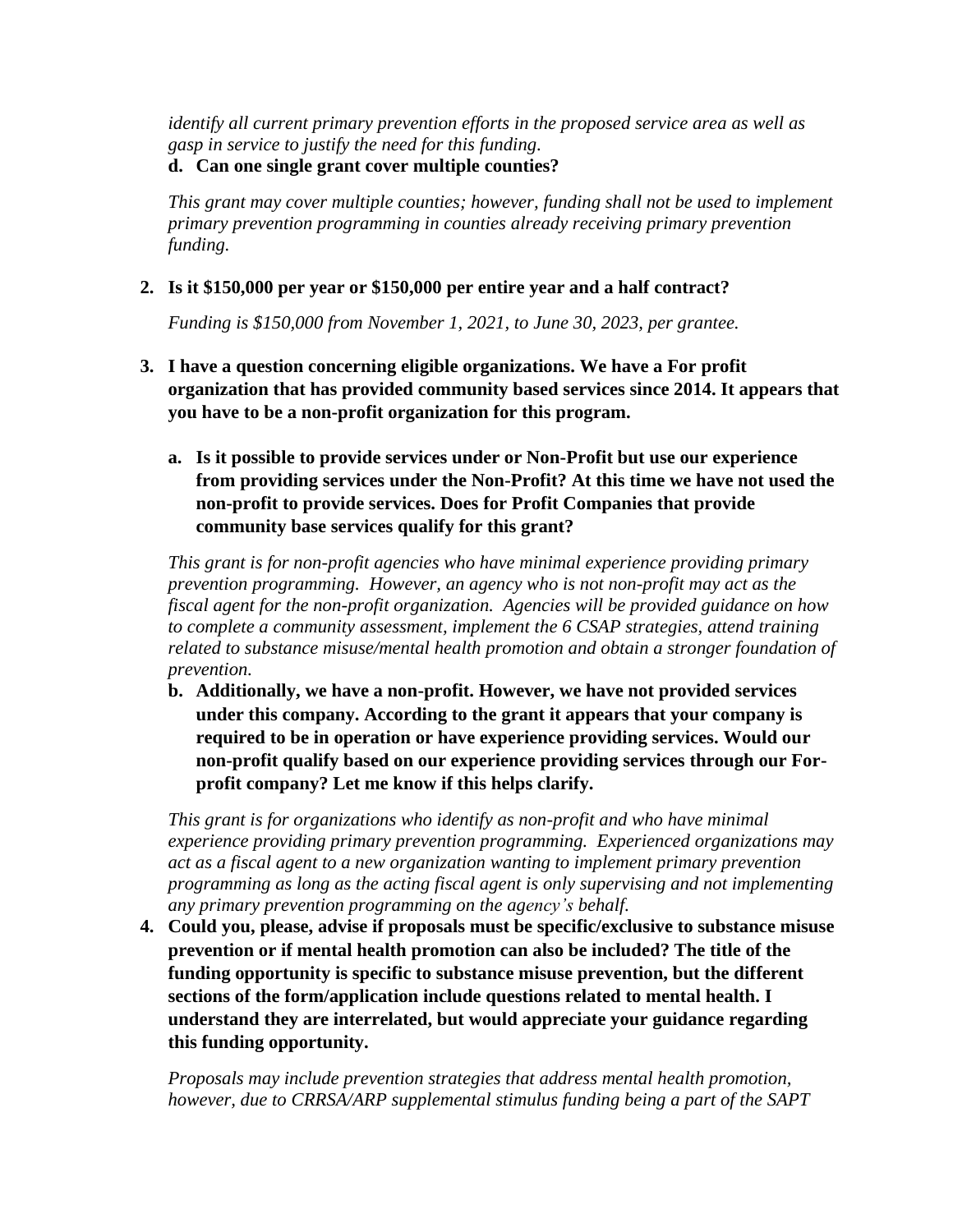*identify all current primary prevention efforts in the proposed service area as well as gasp in service to justify the need for this funding.*

d. **Can one single grant cover multiple counties?**

*This grant may cover multiple counties; however, funding shall not be used to implement primary prevention programming in counties already receiving primary prevention funding.*

2. **Is it $150,000 per year or $150,000 per entire year and a half contract?**

   *Funding is $150,000 from November 1, 2021, to June 30, 2023, per grantee.*

3. **I have a question concerning eligible organizations. We have a For profit organization that has provided community based services since 2014. It appears that you have to be a non-profit organization for this program.**

   a. **Is it possible to provide services under or Non-Profit but use our experience from providing services under the Non-Profit? At this time we have not used the non-profit to provide services. Does for Profit Companies that provide community base services qualify for this grant?**

   *This grant is for non-profit agencies who have minimal experience providing primary prevention programming. However, an agency who is not non-profit may act as the fiscal agent for the non-profit organization. Agencies will be provided guidance on how to complete a community assessment, implement the 6 CSAP strategies, attend training related to substance misuse/mental health promotion and obtain a stronger foundation of prevention.*

   b. **Additionally, we have a non-profit. However, we have not provided services under this company. According to the grant it appears that your company is required to be in operation or have experience providing services. Would our non-profit qualify based on our experience providing services through our For-profit company? Let me know if this helps clarify.**

   *This grant is for organizations who identify as non-profit and who have minimal experience providing primary prevention programming. Experienced organizations may act as a fiscal agent to a new organization wanting to implement primary prevention programming as long as the acting fiscal agent is only supervising and not implementing any primary prevention programming on the agency's behalf.*

4. **Could you, please, advise if proposals must be specific/exclusive to substance misuse prevention or if mental health promotion can also be included? The title of the funding opportunity is specific to substance misuse prevention, but the different sections of the form/application include questions related to mental health. I understand they are interrelated, but would appreciate your guidance regarding this funding opportunity.**

   *Proposals may include prevention strategies that address mental health promotion, however, due to CRRSA/ARP supplemental stimulus funding being a part of the SAPT*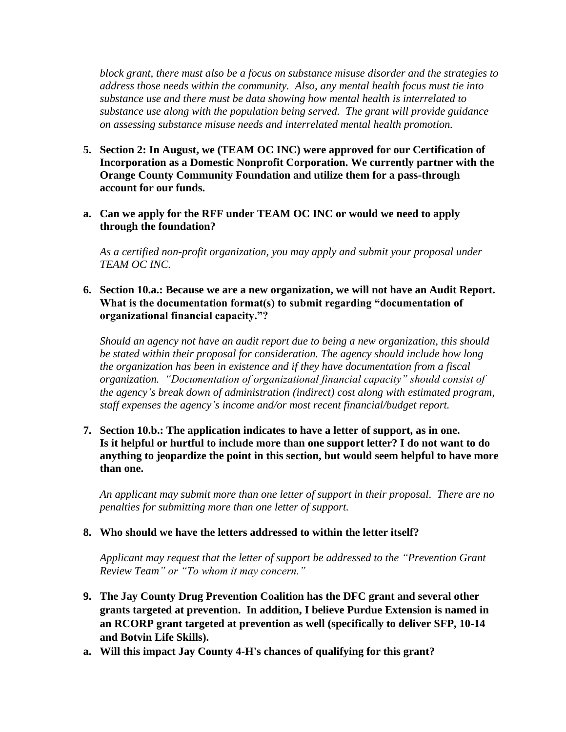*block grant, there must also be a focus on substance misuse disorder and the strategies to address those needs within the community. Also, any mental health focus must tie into substance use and there must be data showing how mental health is interrelated to substance use along with the population being served. The grant will provide guidance on assessing substance misuse needs and interrelated mental health promotion.*

5. **Section 2: In August, we (TEAM OC INC) were approved for our Certification of Incorporation as a Domestic Nonprofit Corporation. We currently partner with the Orange County Community Foundation and utilize them for a pass-through account for our funds.**

   a. **Can we apply for the RFF under TEAM OC INC or would we need to apply through the foundation?**

   *As a certified non-profit organization, you may apply and submit your proposal under TEAM OC INC.*

6. **Section 10.a.: Because we are a new organization, we will not have an Audit Report. What is the documentation format(s) to submit regarding "documentation of organizational financial capacity."?**

   *Should an agency not have an audit report due to being a new organization, this should be stated within their proposal for consideration. The agency should include how long the organization has been in existence and if they have documentation from a fiscal organization. "Documentation of organizational financial capacity" should consist of the agency's break down of administration (indirect) cost along with estimated program, staff expenses the agency's income and/or most recent financial/budget report.*

7. **Section 10.b.: The application indicates to have a letter of support, as in one. Is it helpful or hurtful to include more than one support letter? I do not want to do anything to jeopardize the point in this section, but would seem helpful to have more than one.**

   *An applicant may submit more than one letter of support in their proposal. There are no penalties for submitting more than one letter of support.*

8. **Who should we have the letters addressed to within the letter itself?**

   *Applicant may request that the letter of support be addressed to the "Prevention Grant Review Team" or "To whom it may concern."*

9. **The Jay County Drug Prevention Coalition has the DFC grant and several other grants targeted at prevention. In addition, I believe Purdue Extension is named in an RCORP grant targeted at prevention as well (specifically to deliver SFP, 10-14 and Botvin Life Skills).**

   a. **Will this impact Jay County 4-H's chances of qualifying for this grant?**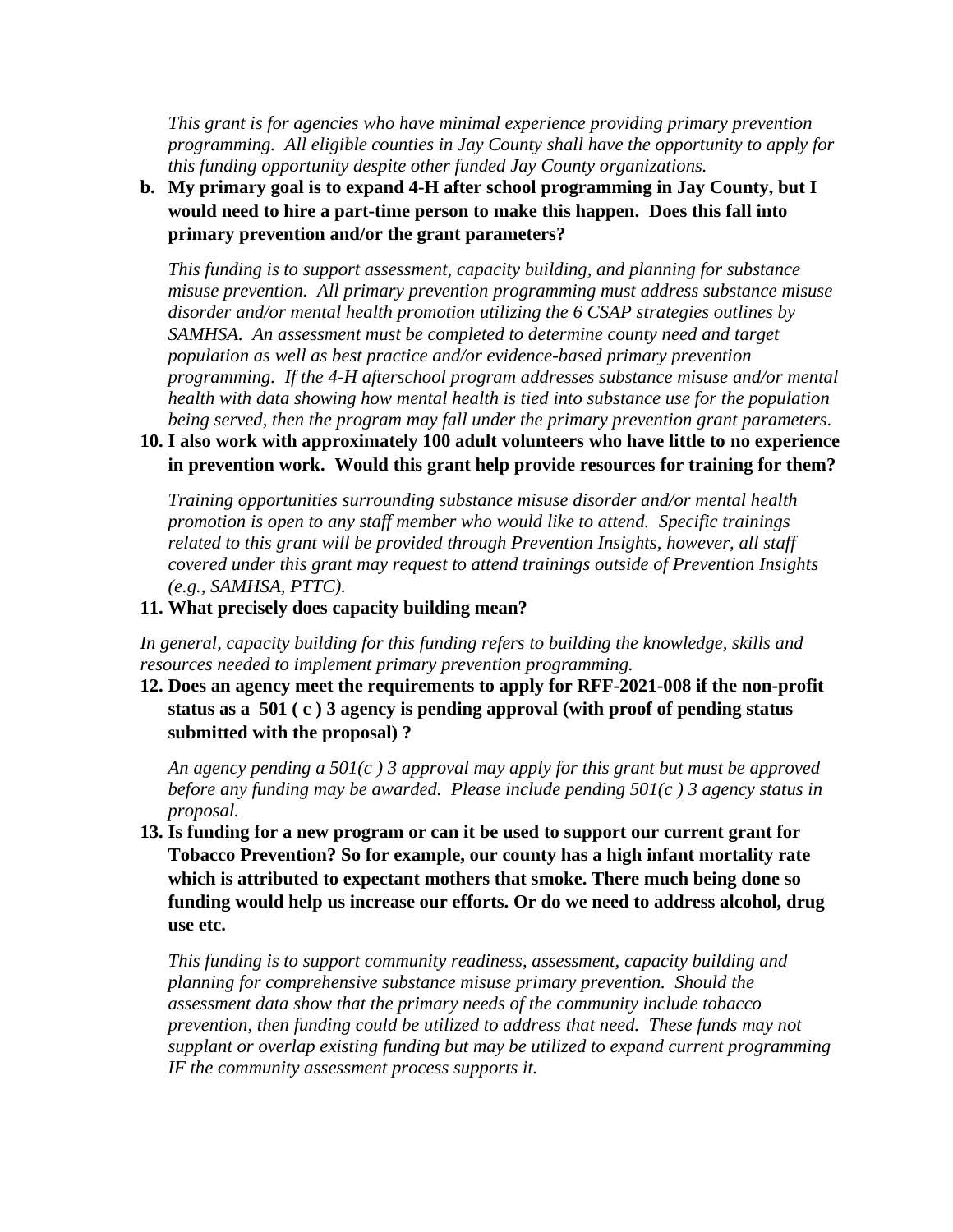*This grant is for agencies who have minimal experience providing primary prevention programming. All eligible counties in Jay County shall have the opportunity to apply for this funding opportunity despite other funded Jay County organizations.*

**b. My primary goal is to expand 4-H after school programming in Jay County, but I would need to hire a part-time person to make this happen. Does this fall into primary prevention and/or the grant parameters?**

*This funding is to support assessment, capacity building, and planning for substance misuse prevention. All primary prevention programming must address substance misuse disorder and/or mental health promotion utilizing the 6 CSAP strategies outlines by SAMHSA. An assessment must be completed to determine county need and target population as well as best practice and/or evidence-based primary prevention programming. If the 4-H afterschool program addresses substance misuse and/or mental health with data showing how mental health is tied into substance use for the population being served, then the program may fall under the primary prevention grant parameters.*

**10. I also work with approximately 100 adult volunteers who have little to no experience in prevention work. Would this grant help provide resources for training for them?**

*Training opportunities surrounding substance misuse disorder and/or mental health promotion is open to any staff member who would like to attend. Specific trainings related to this grant will be provided through Prevention Insights, however, all staff covered under this grant may request to attend trainings outside of Prevention Insights (e.g., SAMHSA, PTTC).*

**11. What precisely does capacity building mean?**

*In general, capacity building for this funding refers to building the knowledge, skills and resources needed to implement primary prevention programming.*

**12. Does an agency meet the requirements to apply for RFF-2021-008 if the non-profit status as a 501 ( c ) 3 agency is pending approval (with proof of pending status submitted with the proposal) ?**

*An agency pending a 501(c ) 3 approval may apply for this grant but must be approved before any funding may be awarded. Please include pending 501(c ) 3 agency status in proposal.*

**13. Is funding for a new program or can it be used to support our current grant for Tobacco Prevention? So for example, our county has a high infant mortality rate which is attributed to expectant mothers that smoke. There much being done so funding would help us increase our efforts. Or do we need to address alcohol, drug use etc.**

*This funding is to support community readiness, assessment, capacity building and planning for comprehensive substance misuse primary prevention. Should the assessment data show that the primary needs of the community include tobacco prevention, then funding could be utilized to address that need. These funds may not supplant or overlap existing funding but may be utilized to expand current programming IF the community assessment process supports it.*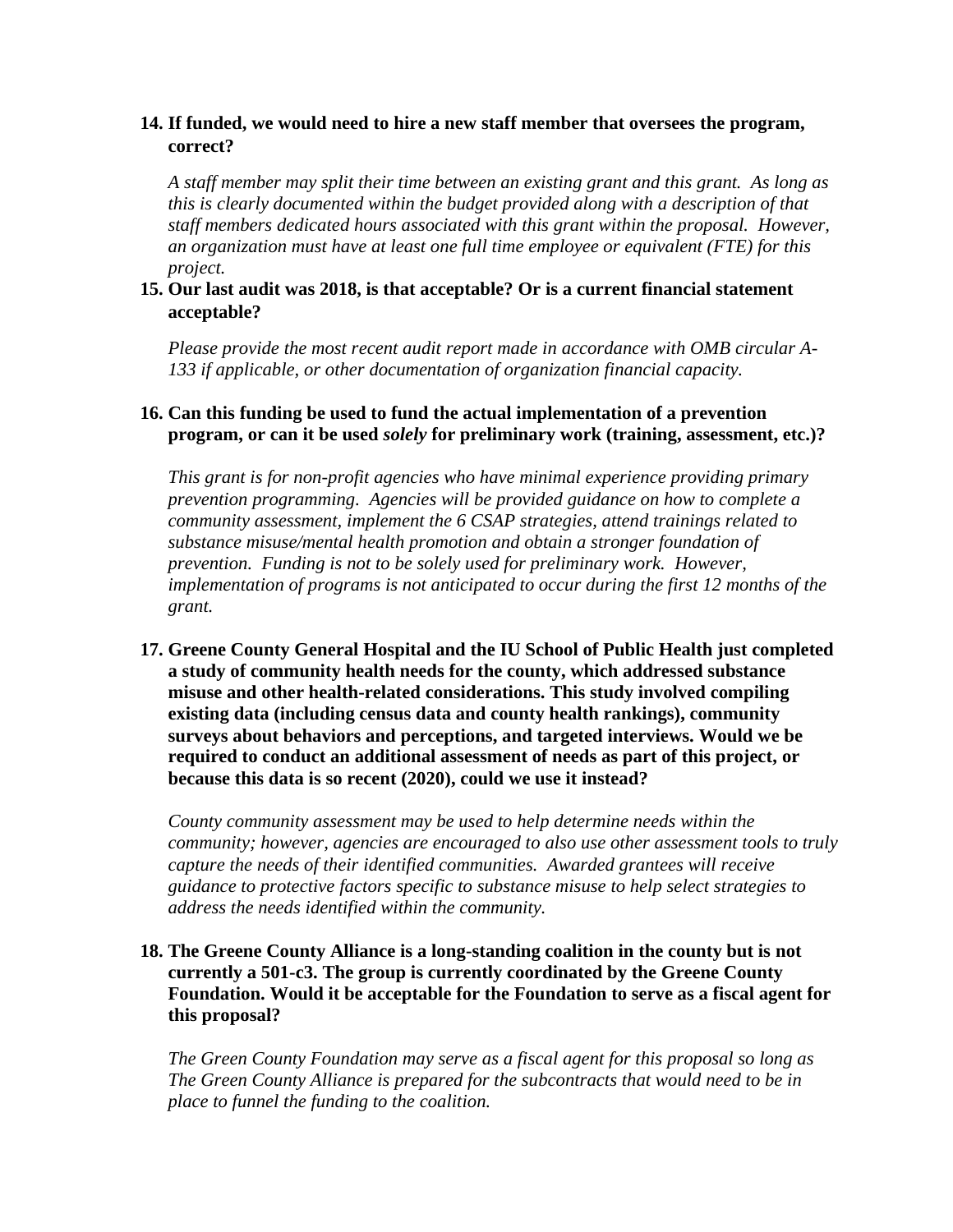**14. If funded, we would need to hire a new staff member that oversees the program, correct?**

*A staff member may split their time between an existing grant and this grant. As long as this is clearly documented within the budget provided along with a description of that staff members dedicated hours associated with this grant within the proposal. However, an organization must have at least one full time employee or equivalent (FTE) for this project.*

**15. Our last audit was 2018, is that acceptable? Or is a current financial statement acceptable?**

*Please provide the most recent audit report made in accordance with OMB circular A-133 if applicable, or other documentation of organization financial capacity.*

**16. Can this funding be used to fund the actual implementation of a prevention program, or can it be used *solely* for preliminary work (training, assessment, etc.)?**

*This grant is for non-profit agencies who have minimal experience providing primary prevention programming. Agencies will be provided guidance on how to complete a community assessment, implement the 6 CSAP strategies, attend trainings related to substance misuse/mental health promotion and obtain a stronger foundation of prevention. Funding is not to be solely used for preliminary work. However, implementation of programs is not anticipated to occur during the first 12 months of the grant.*

**17. Greene County General Hospital and the IU School of Public Health just completed a study of community health needs for the county, which addressed substance misuse and other health-related considerations. This study involved compiling existing data (including census data and county health rankings), community surveys about behaviors and perceptions, and targeted interviews. Would we be required to conduct an additional assessment of needs as part of this project, or because this data is so recent (2020), could we use it instead?**

*County community assessment may be used to help determine needs within the community; however, agencies are encouraged to also use other assessment tools to truly capture the needs of their identified communities. Awarded grantees will receive guidance to protective factors specific to substance misuse to help select strategies to address the needs identified within the community.*

**18. The Greene County Alliance is a long-standing coalition in the county but is not currently a 501-c3. The group is currently coordinated by the Greene County Foundation. Would it be acceptable for the Foundation to serve as a fiscal agent for this proposal?**

*The Green County Foundation may serve as a fiscal agent for this proposal so long as The Green County Alliance is prepared for the subcontracts that would need to be in place to funnel the funding to the coalition.*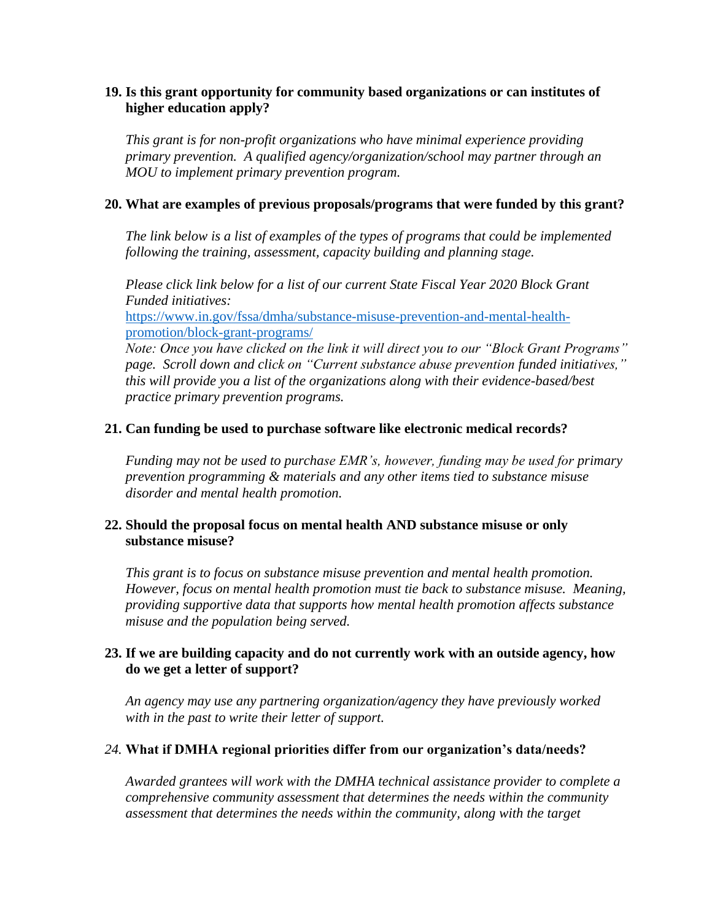**19. Is this grant opportunity for community based organizations or can institutes of higher education apply?**

*This grant is for non-profit organizations who have minimal experience providing primary prevention. A qualified agency/organization/school may partner through an MOU to implement primary prevention program.*

**20. What are examples of previous proposals/programs that were funded by this grant?**

*The link below is a list of examples of the types of programs that could be implemented following the training, assessment, capacity building and planning stage.*

*Please click link below for a list of our current State Fiscal Year 2020 Block Grant Funded initiatives:*
[https://www.in.gov/fssa/dmha/substance-misuse-prevention-and-mental-health-promotion/block-grant-programs/](https://www.in.gov/fssa/dmha/substance-misuse-prevention-and-mental-health-promotion/block-grant-programs/)
*Note: Once you have clicked on the link it will direct you to our "Block Grant Programs" page. Scroll down and click on "Current substance abuse prevention funded initiatives," this will provide you a list of the organizations along with their evidence-based/best practice primary prevention programs.*

**21. Can funding be used to purchase software like electronic medical records?**

*Funding may not be used to purchase EMR's, however, funding may be used for primary prevention programming & materials and any other items tied to substance misuse disorder and mental health promotion.*

**22. Should the proposal focus on mental health AND substance misuse or only substance misuse?**

*This grant is to focus on substance misuse prevention and mental health promotion. However, focus on mental health promotion must tie back to substance misuse. Meaning, providing supportive data that supports how mental health promotion affects substance misuse and the population being served.*

**23. If we are building capacity and do not currently work with an outside agency, how do we get a letter of support?**

*An agency may use any partnering organization/agency they have previously worked with in the past to write their letter of support.*

*24.* **What if DMHA regional priorities differ from our organization's data/needs?**

*Awarded grantees will work with the DMHA technical assistance provider to complete a comprehensive community assessment that determines the needs within the community assessment that determines the needs within the community, along with the target*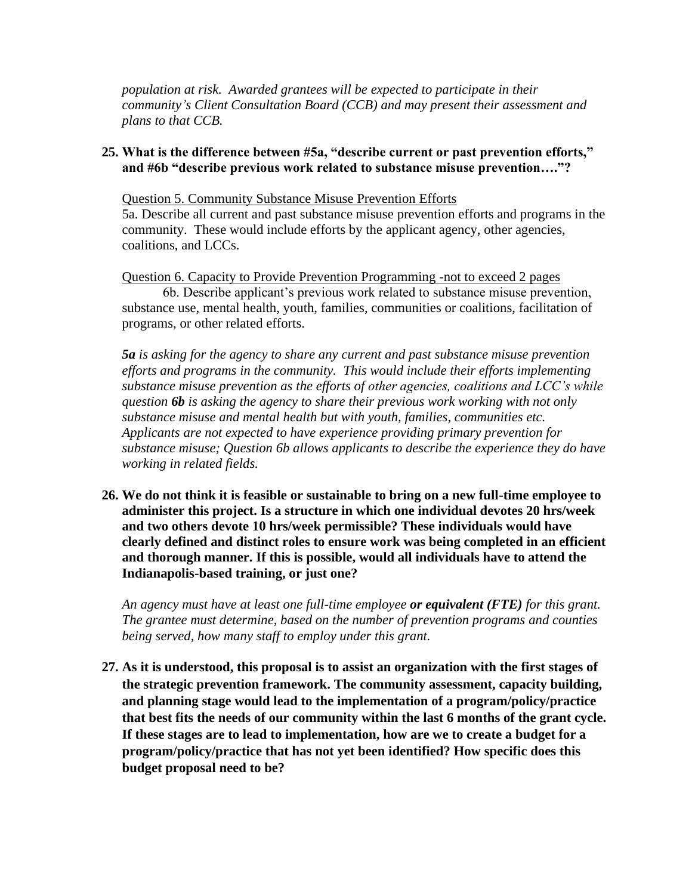*population at risk. Awarded grantees will be expected to participate in their community's Client Consultation Board (CCB) and may present their assessment and plans to that CCB.*

**25. What is the difference between #5a, "describe current or past prevention efforts," and #6b "describe previous work related to substance misuse prevention…."?**

Question 5. Community Substance Misuse Prevention Efforts
5a. Describe all current and past substance misuse prevention efforts and programs in the community. These would include efforts by the applicant agency, other agencies, coalitions, and LCCs.

Question 6. Capacity to Provide Prevention Programming -not to exceed 2 pages
6b. Describe applicant's previous work related to substance misuse prevention, substance use, mental health, youth, families, communities or coalitions, facilitation of programs, or other related efforts.

***5a** is asking for the agency to share any current and past substance misuse prevention efforts and programs in the community. This would include their efforts implementing substance misuse prevention as the efforts of other agencies, coalitions and LCC's while question **6b** is asking the agency to share their previous work working with not only substance misuse and mental health but with youth, families, communities etc. Applicants are not expected to have experience providing primary prevention for substance misuse; Question 6b allows applicants to describe the experience they do have working in related fields.*

**26. We do not think it is feasible or sustainable to bring on a new full-time employee to administer this project. Is a structure in which one individual devotes 20 hrs/week and two others devote 10 hrs/week permissible? These individuals would have clearly defined and distinct roles to ensure work was being completed in an efficient and thorough manner. If this is possible, would all individuals have to attend the Indianapolis-based training, or just one?**

*An agency must have at least one full-time employee **or equivalent (FTE)** for this grant. The grantee must determine, based on the number of prevention programs and counties being served, how many staff to employ under this grant.*

**27. As it is understood, this proposal is to assist an organization with the first stages of the strategic prevention framework. The community assessment, capacity building, and planning stage would lead to the implementation of a program/policy/practice that best fits the needs of our community within the last 6 months of the grant cycle. If these stages are to lead to implementation, how are we to create a budget for a program/policy/practice that has not yet been identified? How specific does this budget proposal need to be?**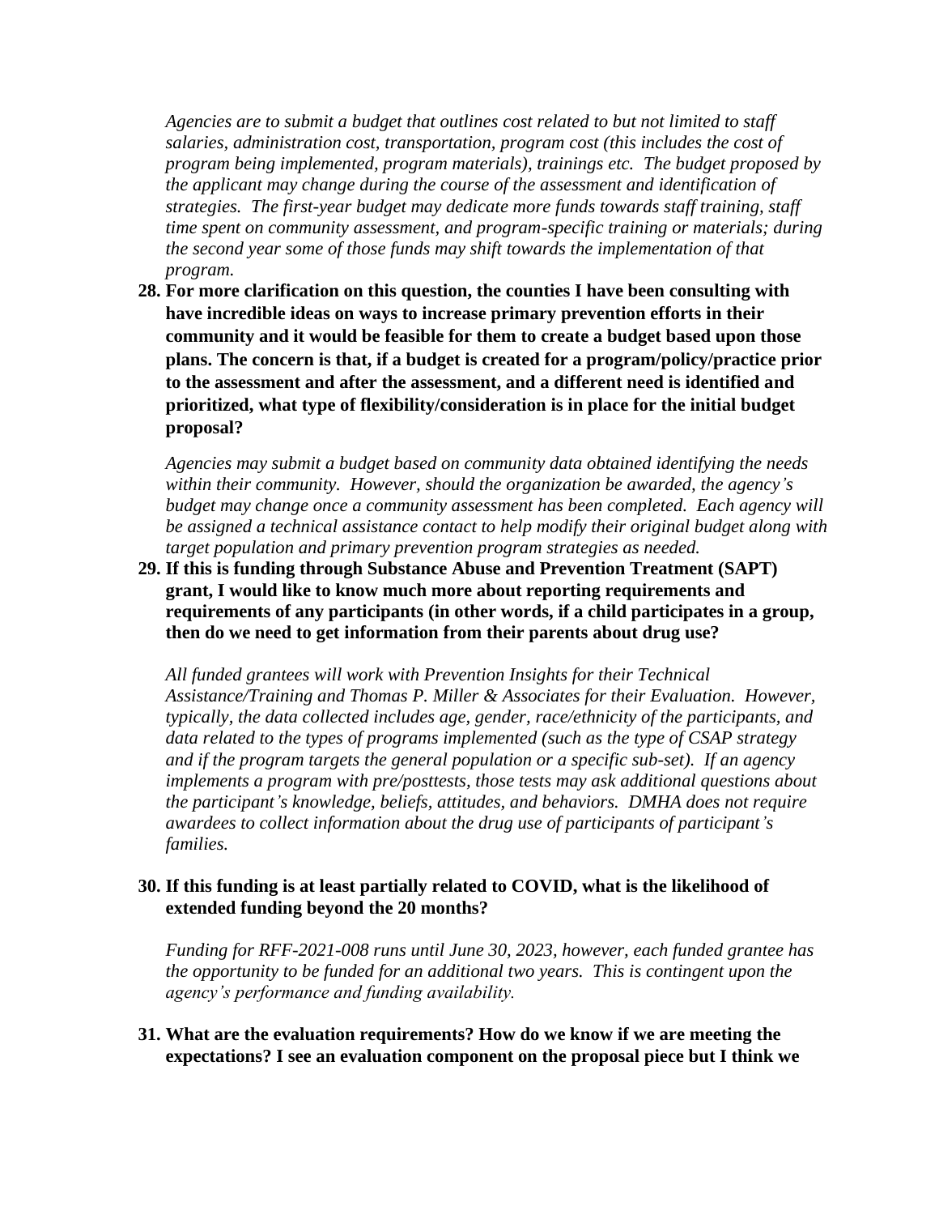*Agencies are to submit a budget that outlines cost related to but not limited to staff salaries, administration cost, transportation, program cost (this includes the cost of program being implemented, program materials), trainings etc. The budget proposed by the applicant may change during the course of the assessment and identification of strategies. The first-year budget may dedicate more funds towards staff training, staff time spent on community assessment, and program-specific training or materials; during the second year some of those funds may shift towards the implementation of that program.*

28. **For more clarification on this question, the counties I have been consulting with have incredible ideas on ways to increase primary prevention efforts in their community and it would be feasible for them to create a budget based upon those plans. The concern is that, if a budget is created for a program/policy/practice prior to the assessment and after the assessment, and a different need is identified and prioritized, what type of flexibility/consideration is in place for the initial budget proposal?**

    *Agencies may submit a budget based on community data obtained identifying the needs within their community. However, should the organization be awarded, the agency's budget may change once a community assessment has been completed. Each agency will be assigned a technical assistance contact to help modify their original budget along with target population and primary prevention program strategies as needed.*

29. **If this is funding through Substance Abuse and Prevention Treatment (SAPT) grant, I would like to know much more about reporting requirements and requirements of any participants (in other words, if a child participates in a group, then do we need to get information from their parents about drug use?**

    *All funded grantees will work with Prevention Insights for their Technical Assistance/Training and Thomas P. Miller & Associates for their Evaluation. However, typically, the data collected includes age, gender, race/ethnicity of the participants, and data related to the types of programs implemented (such as the type of CSAP strategy and if the program targets the general population or a specific sub-set). If an agency implements a program with pre/posttests, those tests may ask additional questions about the participant's knowledge, beliefs, attitudes, and behaviors. DMHA does not require awardees to collect information about the drug use of participants of participant's families.*

30. **If this funding is at least partially related to COVID, what is the likelihood of extended funding beyond the 20 months?**

    *Funding for RFF-2021-008 runs until June 30, 2023, however, each funded grantee has the opportunity to be funded for an additional two years. This is contingent upon the agency's performance and funding availability.*

31. **What are the evaluation requirements? How do we know if we are meeting the expectations? I see an evaluation component on the proposal piece but I think we**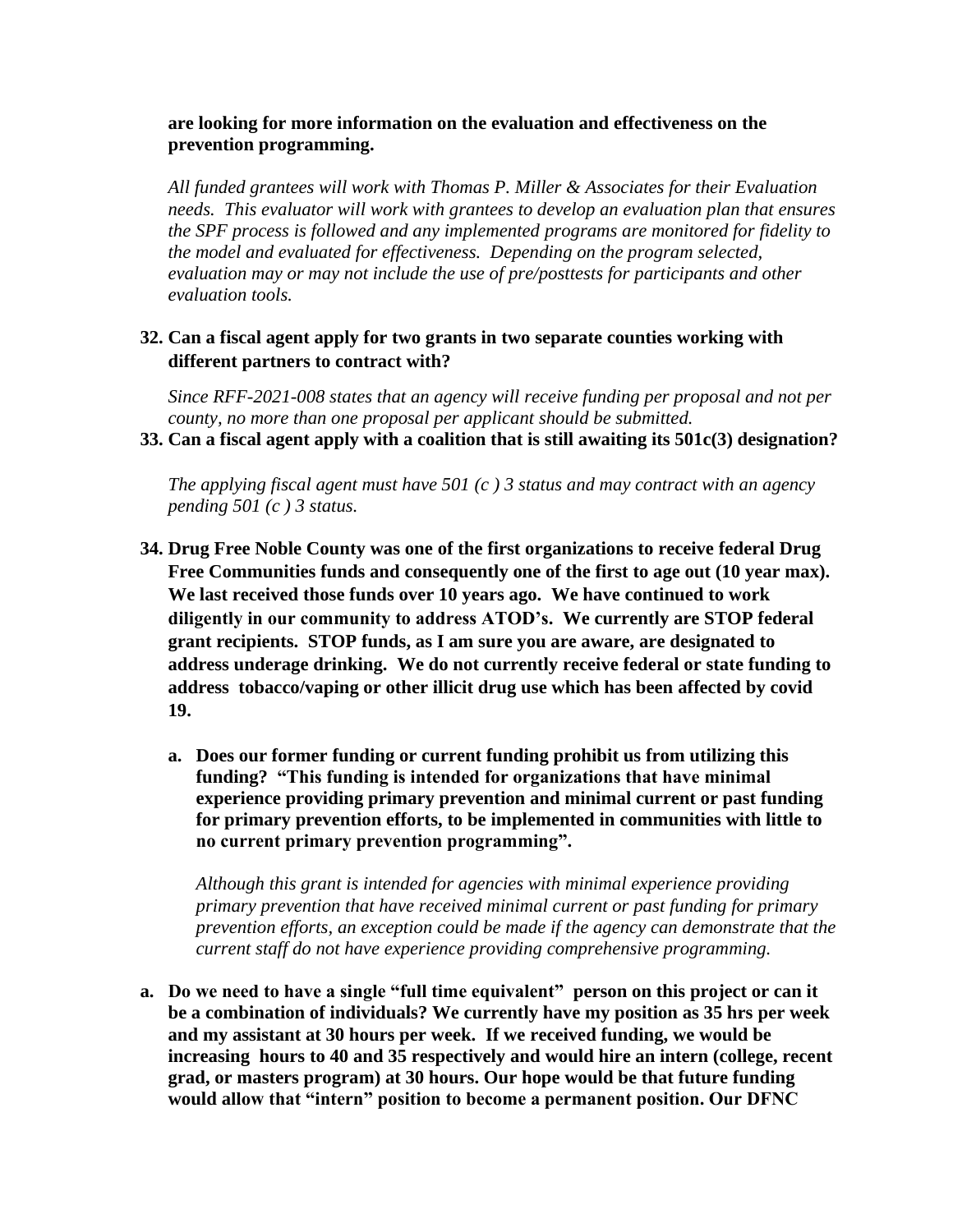**are looking for more information on the evaluation and effectiveness on the prevention programming.**

*All funded grantees will work with Thomas P. Miller & Associates for their Evaluation needs. This evaluator will work with grantees to develop an evaluation plan that ensures the SPF process is followed and any implemented programs are monitored for fidelity to the model and evaluated for effectiveness. Depending on the program selected, evaluation may or may not include the use of pre/posttests for participants and other evaluation tools.*

**32. Can a fiscal agent apply for two grants in two separate counties working with different partners to contract with?**

*Since RFF-2021-008 states that an agency will receive funding per proposal and not per county, no more than one proposal per applicant should be submitted.*

**33. Can a fiscal agent apply with a coalition that is still awaiting its 501c(3) designation?**

*The applying fiscal agent must have 501 (c ) 3 status and may contract with an agency pending 501 (c ) 3 status.*

**34. Drug Free Noble County was one of the first organizations to receive federal Drug Free Communities funds and consequently one of the first to age out (10 year max). We last received those funds over 10 years ago. We have continued to work diligently in our community to address ATOD's. We currently are STOP federal grant recipients. STOP funds, as I am sure you are aware, are designated to address underage drinking. We do not currently receive federal or state funding to address tobacco/vaping or other illicit drug use which has been affected by covid 19.**

**a. Does our former funding or current funding prohibit us from utilizing this funding? "This funding is intended for organizations that have minimal experience providing primary prevention and minimal current or past funding for primary prevention efforts, to be implemented in communities with little to no current primary prevention programming".**

*Although this grant is intended for agencies with minimal experience providing primary prevention that have received minimal current or past funding for primary prevention efforts, an exception could be made if the agency can demonstrate that the current staff do not have experience providing comprehensive programming.*

**a. Do we need to have a single "full time equivalent" person on this project or can it be a combination of individuals? We currently have my position as 35 hrs per week and my assistant at 30 hours per week. If we received funding, we would be increasing hours to 40 and 35 respectively and would hire an intern (college, recent grad, or masters program) at 30 hours. Our hope would be that future funding would allow that "intern" position to become a permanent position. Our DFNC**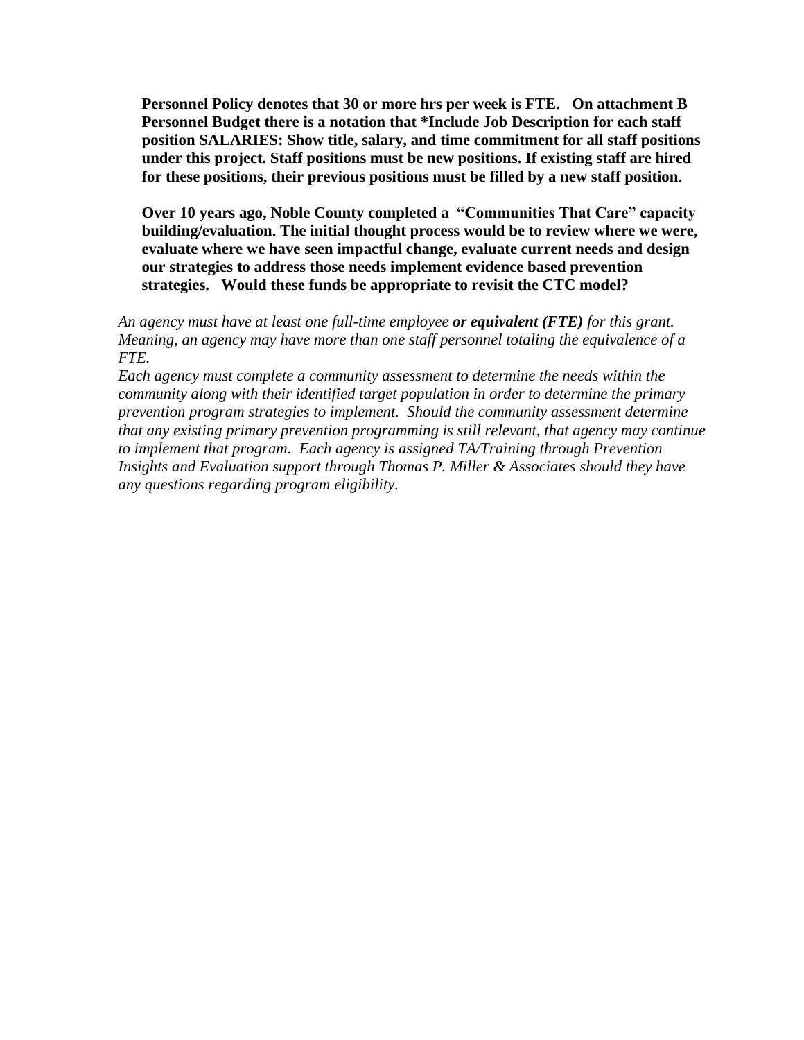**Personnel Policy denotes that 30 or more hrs per week is FTE. On attachment B Personnel Budget there is a notation that *Include Job Description for each staff position SALARIES: Show title, salary, and time commitment for all staff positions under this project. Staff positions must be new positions. If existing staff are hired for these positions, their previous positions must be filled by a new staff position.**

**Over 10 years ago, Noble County completed a "Communities That Care" capacity building/evaluation. The initial thought process would be to review where we were, evaluate where we have seen impactful change, evaluate current needs and design our strategies to address those needs implement evidence based prevention strategies. Would these funds be appropriate to revisit the CTC model?**

*An agency must have at least one full-time employee* ***or equivalent (FTE)*** *for this grant. Meaning, an agency may have more than one staff personnel totaling the equivalence of a FTE.*

*Each agency must complete a community assessment to determine the needs within the community along with their identified target population in order to determine the primary prevention program strategies to implement. Should the community assessment determine that any existing primary prevention programming is still relevant, that agency may continue to implement that program. Each agency is assigned TA/Training through Prevention Insights and Evaluation support through Thomas P. Miller & Associates should they have any questions regarding program eligibility.*